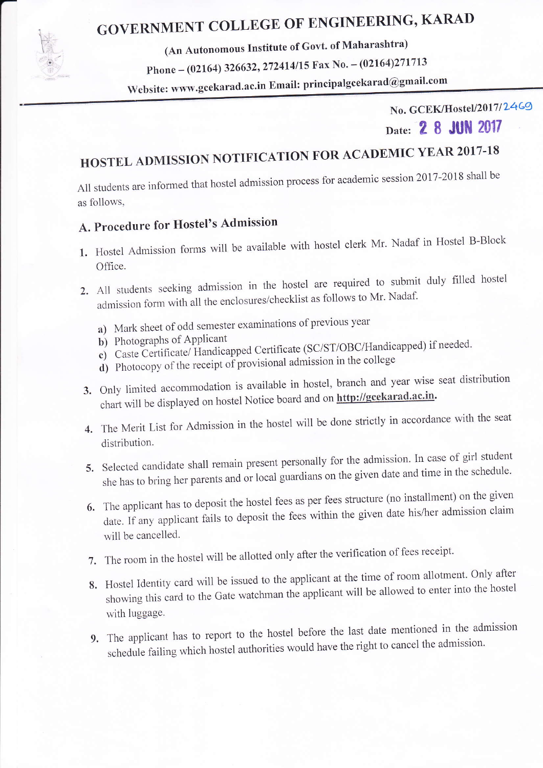# GOVERNMENT COLLEGE OF ENGINEERING, KARAD

**(An Autonomous Institute of Govt. of Maharashtra)**

**Phone – (02164) 326632, 272414/15 Fax No. – (02164)271713**

**Website: www.gcekarad.ac.in Email: principalgcekarad@gmail.com**

**No. GCEK/Hostel/2017/2469**

**Date: 28 JUN 2017**

## HOSTEL ADMISSION NOTIFICATION FOR ACADEMIC YEAR 2017-18

All students are informed that hostel admission process for academic session 2017-2018 shall be as follows,

### A. Procedure for Hostel's Admission

1. Hostel Admission forms will be available with hostel clerk Mr. Nadaf in Hostel B-Block Office.
2. All students seeking admission in the hostel are required to submit duly filled hostel admission form with all the enclosures/checklist as follows to Mr. Nadaf.
   a) Mark sheet of odd semester examinations of previous year
   b) Photographs of Applicant
   c) Caste Certificate/ Handicapped Certificate (SC/ST/OBC/Handicapped) if needed.
   d) Photocopy of the receipt of provisional admission in the college
3. Only limited accommodation is available in hostel, branch and year wise seat distribution chart will be displayed on hostel Notice board and on **http://gcekarad.ac.in**.
4. The Merit List for Admission in the hostel will be done strictly in accordance with the seat distribution.
5. Selected candidate shall remain present personally for the admission. In case of girl student she has to bring her parents and or local guardians on the given date and time in the schedule.
6. The applicant has to deposit the hostel fees as per fees structure (no installment) on the given date. If any applicant fails to deposit the fees within the given date his/her admission claim will be cancelled.
7. The room in the hostel will be allotted only after the verification of fees receipt.
8. Hostel Identity card will be issued to the applicant at the time of room allotment. Only after showing this card to the Gate watchman the applicant will be allowed to enter into the hostel with luggage.
9. The applicant has to report to the hostel before the last date mentioned in the admission schedule failing which hostel authorities would have the right to cancel the admission.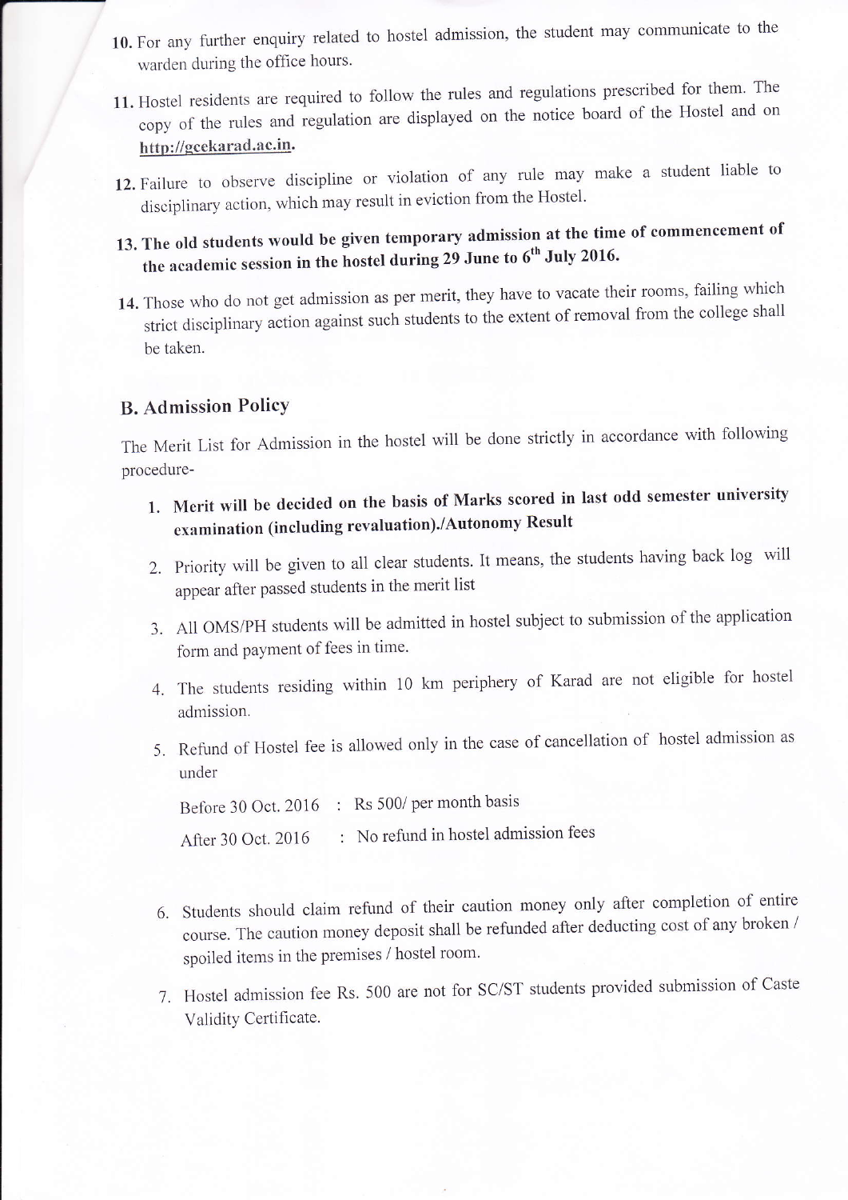10. For any further enquiry related to hostel admission, the student may communicate to the warden during the office hours.

11. Hostel residents are required to follow the rules and regulations prescribed for them. The copy of the rules and regulation are displayed on the notice board of the Hostel and on **http://gcekarad.ac.in**.

12. Failure to observe discipline or violation of any rule may make a student liable to disciplinary action, which may result in eviction from the Hostel.

13. **The old students would be given temporary admission at the time of commencement of the academic session in the hostel during 29 June to 6th July 2016.**

14. Those who do not get admission as per merit, they have to vacate their rooms, failing which strict disciplinary action against such students to the extent of removal from the college shall be taken.

## B. Admission Policy

The Merit List for Admission in the hostel will be done strictly in accordance with following procedure-

1. **Merit will be decided on the basis of Marks scored in last odd semester university examination (including revaluation)./Autonomy Result**

2. Priority will be given to all clear students. It means, the students having back log will appear after passed students in the merit list

3. All OMS/PH students will be admitted in hostel subject to submission of the application form and payment of fees in time.

4. The students residing within 10 km periphery of Karad are not eligible for hostel admission.

5. Refund of Hostel fee is allowed only in the case of cancellation of hostel admission as under

   Before 30 Oct. 2016 : Rs 500/ per month basis

   After 30 Oct. 2016 : No refund in hostel admission fees

6. Students should claim refund of their caution money only after completion of entire course. The caution money deposit shall be refunded after deducting cost of any broken / spoiled items in the premises / hostel room.

7. Hostel admission fee Rs. 500 are not for SC/ST students provided submission of Caste Validity Certificate.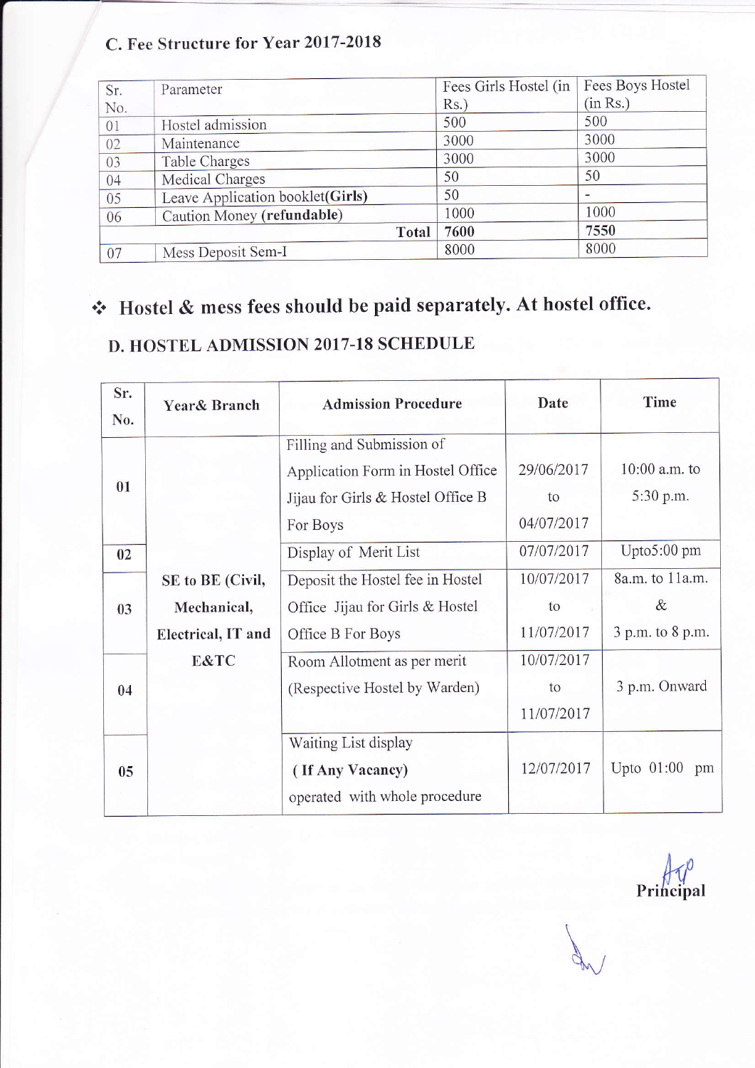## C. Fee Structure for Year 2017-2018

| Sr. No. | Parameter | Fees Girls Hostel (in Rs.) | Fees Boys Hostel (in Rs.) |
|---|---|---|---|
| 01 | Hostel admission | 500 | 500 |
| 02 | Maintenance | 3000 | 3000 |
| 03 | Table Charges | 3000 | 3000 |
| 04 | Medical Charges | 50 | 50 |
| 05 | Leave Application booklet**(Girls)** | 50 | - |
| 06 | Caution Money **(refundable)** | 1000 | 1000 |
| | **Total** | **7600** | **7550** |
| 07 | Mess Deposit Sem-I | 8000 | 8000 |

- **Hostel & mess fees should be paid separately. At hostel office.**

## D. HOSTEL ADMISSION 2017-18 SCHEDULE

| Sr. No. | Year& Branch | Admission Procedure | Date | Time |
|---|---|---|---|---|
| **01** | SE to BE (Civil, Mechanical, Electrical, IT and E&TC | Filling and Submission of Application Form in Hostel Office Jijau for Girls & Hostel Office B For Boys | 29/06/2017 to 04/07/2017 | 10:00 a.m. to 5:30 p.m. |
| **02** | | Display of Merit List | 07/07/2017 | Upto5:00 pm |
| **03** | | Deposit the Hostel fee in Hostel Office Jijau for Girls & Hostel Office B For Boys | 10/07/2017 to 11/07/2017 | 8a.m. to 11a.m. & 3 p.m. to 8 p.m. |
| **04** | | Room Allotment as per merit (Respective Hostel by Warden) | 10/07/2017 to 11/07/2017 | 3 p.m. Onward |
| **05** | | Waiting List display ( **If Any Vacancy**) operated with whole procedure | 12/07/2017 | Upto 01:00 pm |

**Principal**